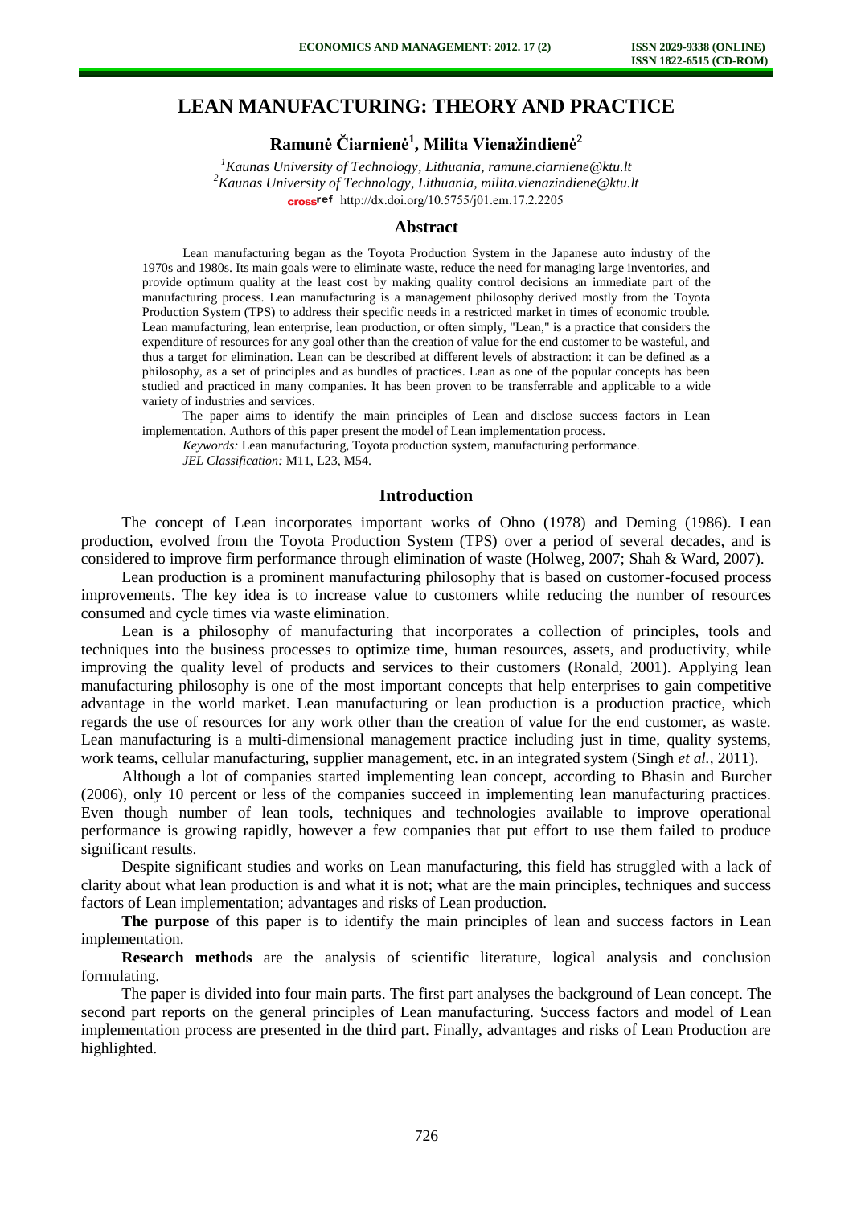# LEAN MANUFACTURING: THEORY AND PRACTICE

**Ramunė Čiarnienė[1], Milita Vienažindienė[2]**

[1] *Kaunas University of Technology, Lithuania, ramune.ciarniene@ktu.lt*
[2] *Kaunas University of Technology, Lithuania, milita.vienazindiene@ktu.lt*
http://dx.doi.org/10.5755/j01.em.17.2.2205

## Abstract

Lean manufacturing began as the Toyota Production System in the Japanese auto industry of the 1970s and 1980s. Its main goals were to eliminate waste, reduce the need for managing large inventories, and provide optimum quality at the least cost by making quality control decisions an immediate part of the manufacturing process. Lean manufacturing is a management philosophy derived mostly from the Toyota Production System (TPS) to address their specific needs in a restricted market in times of economic trouble. Lean manufacturing, lean enterprise, lean production, or often simply, "Lean," is a practice that considers the expenditure of resources for any goal other than the creation of value for the end customer to be wasteful, and thus a target for elimination. Lean can be described at different levels of abstraction: it can be defined as a philosophy, as a set of principles and as bundles of practices. Lean as one of the popular concepts has been studied and practiced in many companies. It has been proven to be transferrable and applicable to a wide variety of industries and services.

The paper aims to identify the main principles of Lean and disclose success factors in Lean implementation. Authors of this paper present the model of Lean implementation process.

*Keywords:* Lean manufacturing, Toyota production system, manufacturing performance.

*JEL Classification:* M11, L23, M54.

## Introduction

The concept of Lean incorporates important works of Ohno (1978) and Deming (1986). Lean production, evolved from the Toyota Production System (TPS) over a period of several decades, and is considered to improve firm performance through elimination of waste (Holweg, 2007; Shah & Ward, 2007).

Lean production is a prominent manufacturing philosophy that is based on customer-focused process improvements. The key idea is to increase value to customers while reducing the number of resources consumed and cycle times via waste elimination.

Lean is a philosophy of manufacturing that incorporates a collection of principles, tools and techniques into the business processes to optimize time, human resources, assets, and productivity, while improving the quality level of products and services to their customers (Ronald, 2001). Applying lean manufacturing philosophy is one of the most important concepts that help enterprises to gain competitive advantage in the world market. Lean manufacturing or lean production is a production practice, which regards the use of resources for any work other than the creation of value for the end customer, as waste. Lean manufacturing is a multi-dimensional management practice including just in time, quality systems, work teams, cellular manufacturing, supplier management, etc. in an integrated system (Singh *et al.*, 2011).

Although a lot of companies started implementing lean concept, according to Bhasin and Burcher (2006), only 10 percent or less of the companies succeed in implementing lean manufacturing practices. Even though number of lean tools, techniques and technologies available to improve operational performance is growing rapidly, however a few companies that put effort to use them failed to produce significant results.

Despite significant studies and works on Lean manufacturing, this field has struggled with a lack of clarity about what lean production is and what it is not; what are the main principles, techniques and success factors of Lean implementation; advantages and risks of Lean production.

**The purpose** of this paper is to identify the main principles of lean and success factors in Lean implementation.

**Research methods** are the analysis of scientific literature, logical analysis and conclusion formulating.

The paper is divided into four main parts. The first part analyses the background of Lean concept. The second part reports on the general principles of Lean manufacturing. Success factors and model of Lean implementation process are presented in the third part. Finally, advantages and risks of Lean Production are highlighted.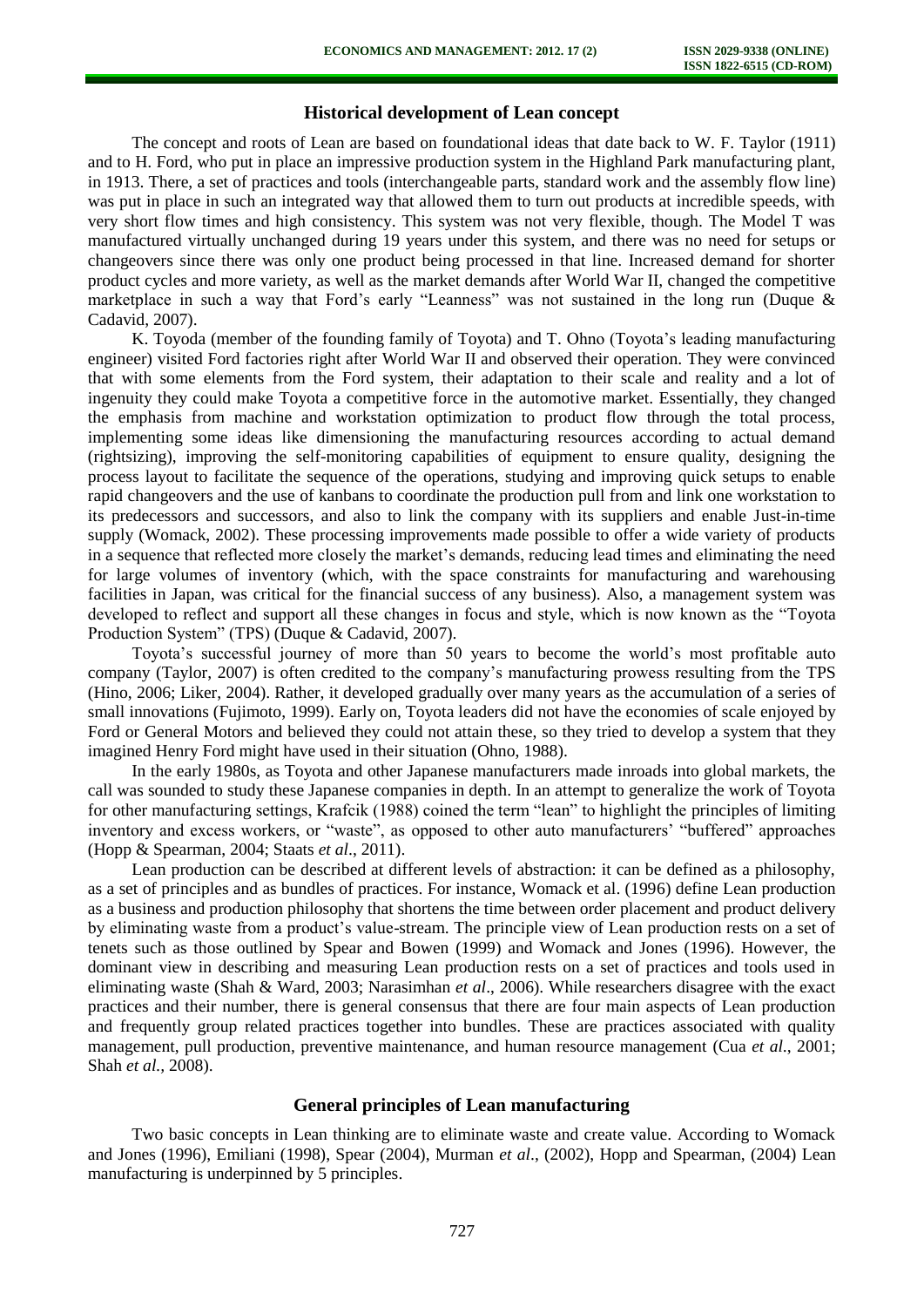## Historical development of Lean concept

The concept and roots of Lean are based on foundational ideas that date back to W. F. Taylor (1911) and to H. Ford, who put in place an impressive production system in the Highland Park manufacturing plant, in 1913. There, a set of practices and tools (interchangeable parts, standard work and the assembly flow line) was put in place in such an integrated way that allowed them to turn out products at incredible speeds, with very short flow times and high consistency. This system was not very flexible, though. The Model T was manufactured virtually unchanged during 19 years under this system, and there was no need for setups or changeovers since there was only one product being processed in that line. Increased demand for shorter product cycles and more variety, as well as the market demands after World War II, changed the competitive marketplace in such a way that Ford's early "Leanness" was not sustained in the long run (Duque & Cadavid, 2007).

K. Toyoda (member of the founding family of Toyota) and T. Ohno (Toyota's leading manufacturing engineer) visited Ford factories right after World War II and observed their operation. They were convinced that with some elements from the Ford system, their adaptation to their scale and reality and a lot of ingenuity they could make Toyota a competitive force in the automotive market. Essentially, they changed the emphasis from machine and workstation optimization to product flow through the total process, implementing some ideas like dimensioning the manufacturing resources according to actual demand (rightsizing), improving the self-monitoring capabilities of equipment to ensure quality, designing the process layout to facilitate the sequence of the operations, studying and improving quick setups to enable rapid changeovers and the use of kanbans to coordinate the production pull from and link one workstation to its predecessors and successors, and also to link the company with its suppliers and enable Just-in-time supply (Womack, 2002). These processing improvements made possible to offer a wide variety of products in a sequence that reflected more closely the market's demands, reducing lead times and eliminating the need for large volumes of inventory (which, with the space constraints for manufacturing and warehousing facilities in Japan, was critical for the financial success of any business). Also, a management system was developed to reflect and support all these changes in focus and style, which is now known as the "Toyota Production System" (TPS) (Duque & Cadavid, 2007).

Toyota's successful journey of more than 50 years to become the world's most profitable auto company (Taylor, 2007) is often credited to the company's manufacturing prowess resulting from the TPS (Hino, 2006; Liker, 2004). Rather, it developed gradually over many years as the accumulation of a series of small innovations (Fujimoto, 1999). Early on, Toyota leaders did not have the economies of scale enjoyed by Ford or General Motors and believed they could not attain these, so they tried to develop a system that they imagined Henry Ford might have used in their situation (Ohno, 1988).

In the early 1980s, as Toyota and other Japanese manufacturers made inroads into global markets, the call was sounded to study these Japanese companies in depth. In an attempt to generalize the work of Toyota for other manufacturing settings, Krafcik (1988) coined the term "lean" to highlight the principles of limiting inventory and excess workers, or "waste", as opposed to other auto manufacturers' "buffered" approaches (Hopp & Spearman, 2004; Staats *et al*., 2011).

Lean production can be described at different levels of abstraction: it can be defined as a philosophy, as a set of principles and as bundles of practices. For instance, Womack et al. (1996) define Lean production as a business and production philosophy that shortens the time between order placement and product delivery by eliminating waste from a product's value-stream. The principle view of Lean production rests on a set of tenets such as those outlined by Spear and Bowen (1999) and Womack and Jones (1996). However, the dominant view in describing and measuring Lean production rests on a set of practices and tools used in eliminating waste (Shah & Ward, 2003; Narasimhan *et al*., 2006). While researchers disagree with the exact practices and their number, there is general consensus that there are four main aspects of Lean production and frequently group related practices together into bundles. These are practices associated with quality management, pull production, preventive maintenance, and human resource management (Cua *et al.*, 2001; Shah *et al.*, 2008).

## General principles of Lean manufacturing

Two basic concepts in Lean thinking are to eliminate waste and create value. According to Womack and Jones (1996), Emiliani (1998), Spear (2004), Murman *et al*., (2002), Hopp and Spearman, (2004) Lean manufacturing is underpinned by 5 principles.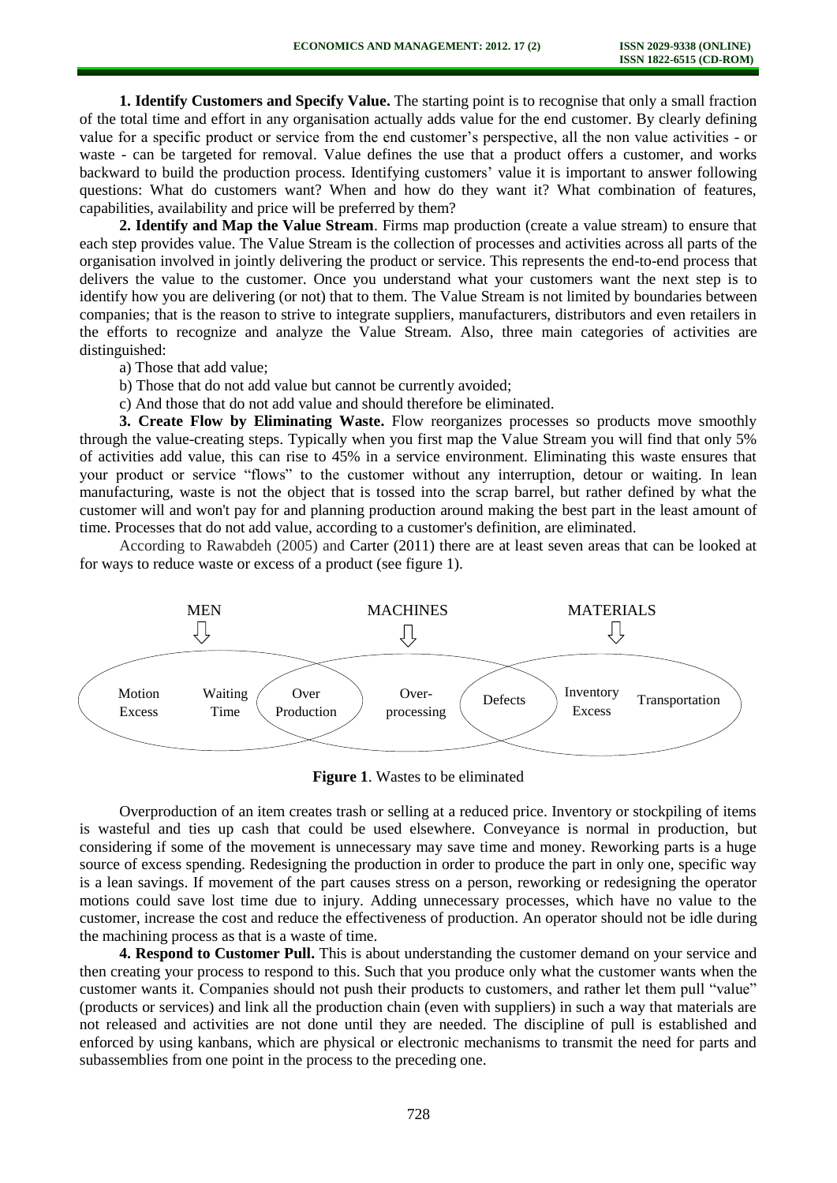**1. Identify Customers and Specify Value.** The starting point is to recognise that only a small fraction of the total time and effort in any organisation actually adds value for the end customer. By clearly defining value for a specific product or service from the end customer's perspective, all the non value activities - or waste - can be targeted for removal. Value defines the use that a product offers a customer, and works backward to build the production process. Identifying customers' value it is important to answer following questions: What do customers want? When and how do they want it? What combination of features, capabilities, availability and price will be preferred by them?

**2. Identify and Map the Value Stream**. Firms map production (create a value stream) to ensure that each step provides value. The Value Stream is the collection of processes and activities across all parts of the organisation involved in jointly delivering the product or service. This represents the end-to-end process that delivers the value to the customer. Once you understand what your customers want the next step is to identify how you are delivering (or not) that to them. The Value Stream is not limited by boundaries between companies; that is the reason to strive to integrate suppliers, manufacturers, distributors and even retailers in the efforts to recognize and analyze the Value Stream. Also, three main categories of activities are distinguished:

a) Those that add value;

b) Those that do not add value but cannot be currently avoided;

c) And those that do not add value and should therefore be eliminated.

**3. Create Flow by Eliminating Waste.** Flow reorganizes processes so products move smoothly through the value-creating steps. Typically when you first map the Value Stream you will find that only 5% of activities add value, this can rise to 45% in a service environment. Eliminating this waste ensures that your product or service "flows" to the customer without any interruption, detour or waiting. In lean manufacturing, waste is not the object that is tossed into the scrap barrel, but rather defined by what the customer will and won't pay for and planning production around making the best part in the least amount of time. Processes that do not add value, according to a customer's definition, are eliminated.

According to Rawabdeh (2005) and Carter (2011) there are at least seven areas that can be looked at for ways to reduce waste or excess of a product (see figure 1).

MEN — MACHINES — MATERIALS

Motion Excess | Waiting Time | Over Production | Over-processing | Defects | Inventory Excess | Transportation

**Figure 1**. Wastes to be eliminated

Overproduction of an item creates trash or selling at a reduced price. Inventory or stockpiling of items is wasteful and ties up cash that could be used elsewhere. Conveyance is normal in production, but considering if some of the movement is unnecessary may save time and money. Reworking parts is a huge source of excess spending. Redesigning the production in order to produce the part in only one, specific way is a lean savings. If movement of the part causes stress on a person, reworking or redesigning the operator motions could save lost time due to injury. Adding unnecessary processes, which have no value to the customer, increase the cost and reduce the effectiveness of production. An operator should not be idle during the machining process as that is a waste of time.

**4. Respond to Customer Pull.** This is about understanding the customer demand on your service and then creating your process to respond to this. Such that you produce only what the customer wants when the customer wants it. Companies should not push their products to customers, and rather let them pull "value" (products or services) and link all the production chain (even with suppliers) in such a way that materials are not released and activities are not done until they are needed. The discipline of pull is established and enforced by using kanbans, which are physical or electronic mechanisms to transmit the need for parts and subassemblies from one point in the process to the preceding one.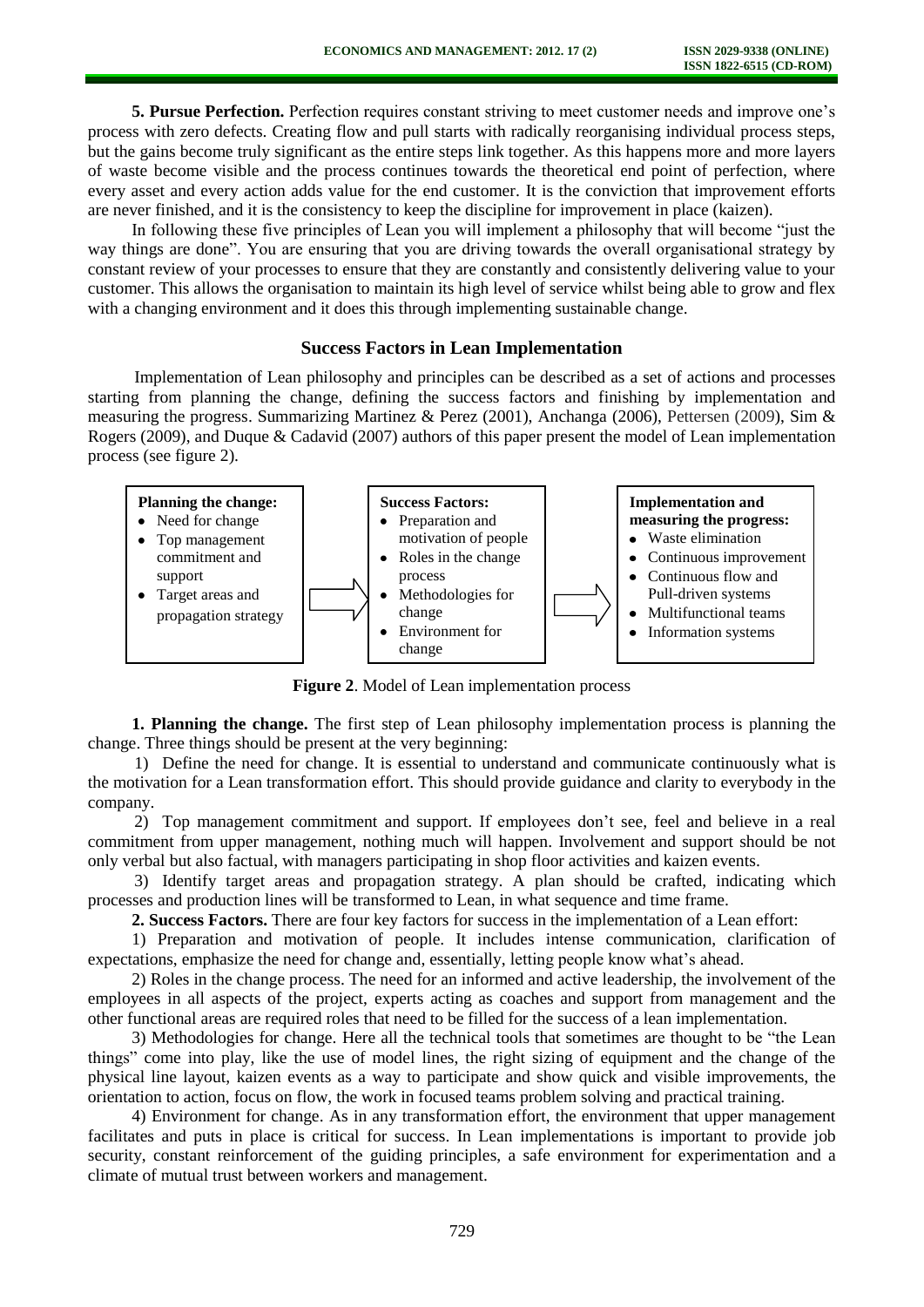**5. Pursue Perfection.** Perfection requires constant striving to meet customer needs and improve one's process with zero defects. Creating flow and pull starts with radically reorganising individual process steps, but the gains become truly significant as the entire steps link together. As this happens more and more layers of waste become visible and the process continues towards the theoretical end point of perfection, where every asset and every action adds value for the end customer. It is the conviction that improvement efforts are never finished, and it is the consistency to keep the discipline for improvement in place (kaizen).

In following these five principles of Lean you will implement a philosophy that will become "just the way things are done". You are ensuring that you are driving towards the overall organisational strategy by constant review of your processes to ensure that they are constantly and consistently delivering value to your customer. This allows the organisation to maintain its high level of service whilst being able to grow and flex with a changing environment and it does this through implementing sustainable change.

## Success Factors in Lean Implementation

Implementation of Lean philosophy and principles can be described as a set of actions and processes starting from planning the change, defining the success factors and finishing by implementation and measuring the progress. Summarizing Martinez & Perez (2001), Anchanga (2006), Pettersen (2009), Sim & Rogers (2009), and Duque & Cadavid (2007) authors of this paper present the model of Lean implementation process (see figure 2).

| Planning the change: | → | Success Factors: | → | Implementation and measuring the progress: |
|---|---|---|---|---|
| • Need for change<br>• Top management commitment and support<br>• Target areas and propagation strategy | | • Preparation and motivation of people<br>• Roles in the change process<br>• Methodologies for change<br>• Environment for change | | • Waste elimination<br>• Continuous improvement<br>• Continuous flow and Pull-driven systems<br>• Multifunctional teams<br>• Information systems |

**Figure 2**. Model of Lean implementation process

**1. Planning the change.** The first step of Lean philosophy implementation process is planning the change. Three things should be present at the very beginning:

1) Define the need for change. It is essential to understand and communicate continuously what is the motivation for a Lean transformation effort. This should provide guidance and clarity to everybody in the company.

2) Top management commitment and support. If employees don't see, feel and believe in a real commitment from upper management, nothing much will happen. Involvement and support should be not only verbal but also factual, with managers participating in shop floor activities and kaizen events.

3) Identify target areas and propagation strategy. A plan should be crafted, indicating which processes and production lines will be transformed to Lean, in what sequence and time frame.

**2. Success Factors.** There are four key factors for success in the implementation of a Lean effort:

1) Preparation and motivation of people. It includes intense communication, clarification of expectations, emphasize the need for change and, essentially, letting people know what's ahead.

2) Roles in the change process. The need for an informed and active leadership, the involvement of the employees in all aspects of the project, experts acting as coaches and support from management and the other functional areas are required roles that need to be filled for the success of a lean implementation.

3) Methodologies for change. Here all the technical tools that sometimes are thought to be "the Lean things" come into play, like the use of model lines, the right sizing of equipment and the change of the physical line layout, kaizen events as a way to participate and show quick and visible improvements, the orientation to action, focus on flow, the work in focused teams problem solving and practical training.

4) Environment for change. As in any transformation effort, the environment that upper management facilitates and puts in place is critical for success. In Lean implementations is important to provide job security, constant reinforcement of the guiding principles, a safe environment for experimentation and a climate of mutual trust between workers and management.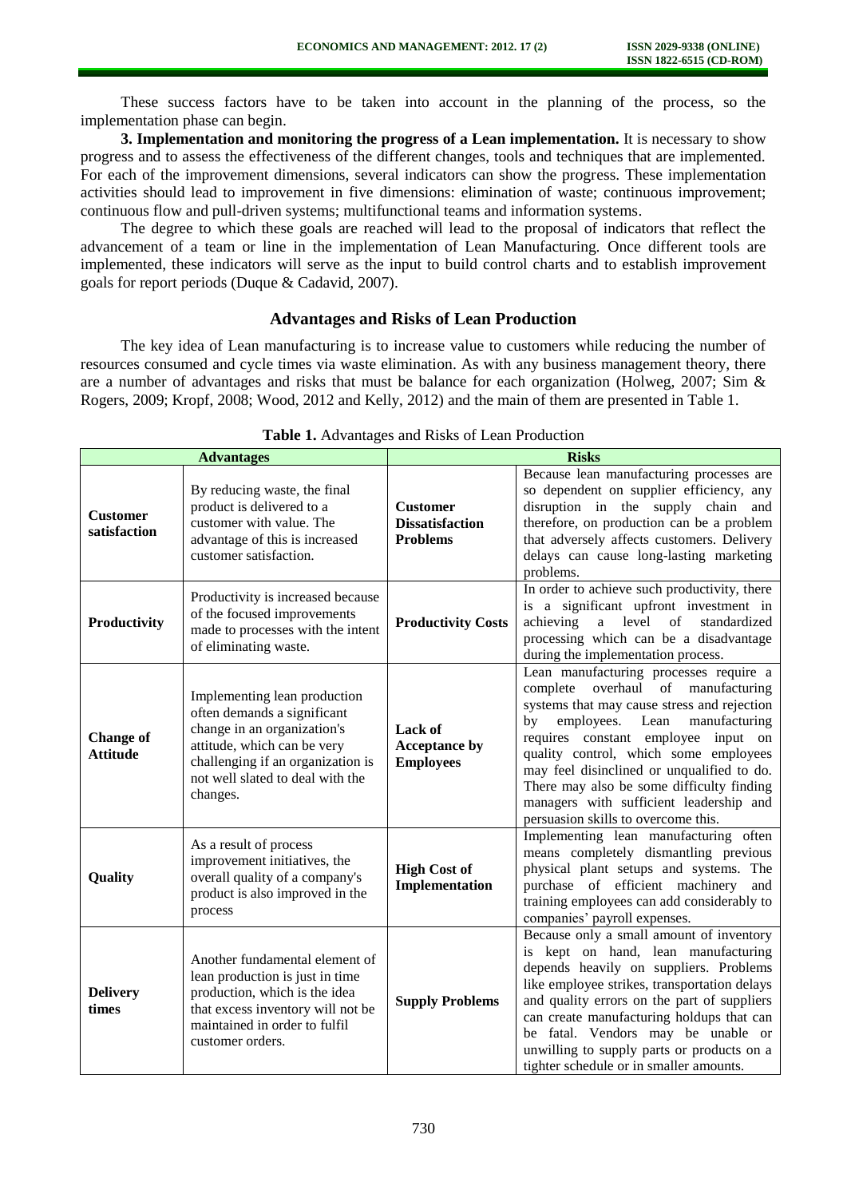These success factors have to be taken into account in the planning of the process, so the implementation phase can begin.

**3. Implementation and monitoring the progress of a Lean implementation.** It is necessary to show progress and to assess the effectiveness of the different changes, tools and techniques that are implemented. For each of the improvement dimensions, several indicators can show the progress. These implementation activities should lead to improvement in five dimensions: elimination of waste; continuous improvement; continuous flow and pull-driven systems; multifunctional teams and information systems.

The degree to which these goals are reached will lead to the proposal of indicators that reflect the advancement of a team or line in the implementation of Lean Manufacturing. Once different tools are implemented, these indicators will serve as the input to build control charts and to establish improvement goals for report periods (Duque & Cadavid, 2007).

## Advantages and Risks of Lean Production

The key idea of Lean manufacturing is to increase value to customers while reducing the number of resources consumed and cycle times via waste elimination. As with any business management theory, there are a number of advantages and risks that must be balance for each organization (Holweg, 2007; Sim & Rogers, 2009; Kropf, 2008; Wood, 2012 and Kelly, 2012) and the main of them are presented in Table 1.

**Table 1.** Advantages and Risks of Lean Production

| Advantages | | Risks | |
|---|---|---|---|
| **Customer satisfaction** | By reducing waste, the final product is delivered to a customer with value. The advantage of this is increased customer satisfaction. | **Customer Dissatisfaction Problems** | Because lean manufacturing processes are so dependent on supplier efficiency, any disruption in the supply chain and therefore, on production can be a problem that adversely affects customers. Delivery delays can cause long-lasting marketing problems. |
| **Productivity** | Productivity is increased because of the focused improvements made to processes with the intent of eliminating waste. | **Productivity Costs** | In order to achieve such productivity, there is a significant upfront investment in achieving a level of standardized processing which can be a disadvantage during the implementation process. |
| **Change of Attitude** | Implementing lean production often demands a significant change in an organization's attitude, which can be very challenging if an organization is not well slated to deal with the changes. | **Lack of Acceptance by Employees** | Lean manufacturing processes require a complete overhaul of manufacturing systems that may cause stress and rejection by employees. Lean manufacturing requires constant employee input on quality control, which some employees may feel disinclined or unqualified to do. There may also be some difficulty finding managers with sufficient leadership and persuasion skills to overcome this. |
| **Quality** | As a result of process improvement initiatives, the overall quality of a company's product is also improved in the process | **High Cost of Implementation** | Implementing lean manufacturing often means completely dismantling previous physical plant setups and systems. The purchase of efficient machinery and training employees can add considerably to companies' payroll expenses. |
| **Delivery times** | Another fundamental element of lean production is just in time production, which is the idea that excess inventory will not be maintained in order to fulfil customer orders. | **Supply Problems** | Because only a small amount of inventory is kept on hand, lean manufacturing depends heavily on suppliers. Problems like employee strikes, transportation delays and quality errors on the part of suppliers can create manufacturing holdups that can be fatal. Vendors may be unable or unwilling to supply parts or products on a tighter schedule or in smaller amounts. |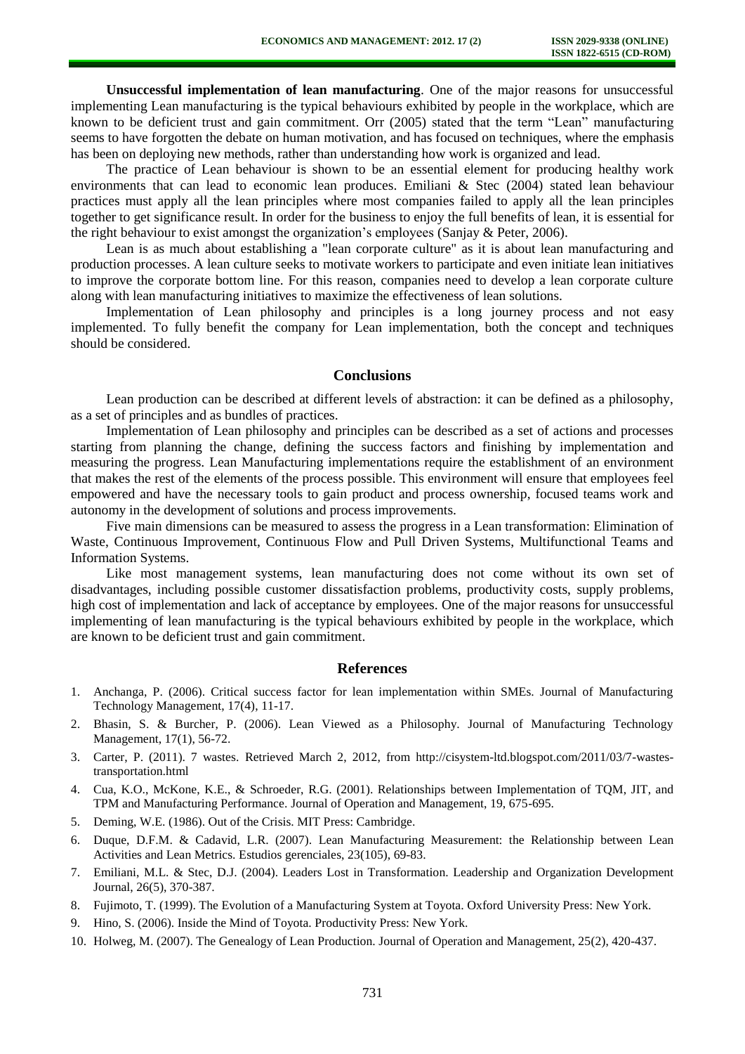**Unsuccessful implementation of lean manufacturing**. One of the major reasons for unsuccessful implementing Lean manufacturing is the typical behaviours exhibited by people in the workplace, which are known to be deficient trust and gain commitment. Orr (2005) stated that the term "Lean" manufacturing seems to have forgotten the debate on human motivation, and has focused on techniques, where the emphasis has been on deploying new methods, rather than understanding how work is organized and lead.

The practice of Lean behaviour is shown to be an essential element for producing healthy work environments that can lead to economic lean produces. Emiliani & Stec (2004) stated lean behaviour practices must apply all the lean principles where most companies failed to apply all the lean principles together to get significance result. In order for the business to enjoy the full benefits of lean, it is essential for the right behaviour to exist amongst the organization's employees (Sanjay & Peter, 2006).

Lean is as much about establishing a "lean corporate culture" as it is about lean manufacturing and production processes. A lean culture seeks to motivate workers to participate and even initiate lean initiatives to improve the corporate bottom line. For this reason, companies need to develop a lean corporate culture along with lean manufacturing initiatives to maximize the effectiveness of lean solutions.

Implementation of Lean philosophy and principles is a long journey process and not easy implemented. To fully benefit the company for Lean implementation, both the concept and techniques should be considered.

## Conclusions

Lean production can be described at different levels of abstraction: it can be defined as a philosophy, as a set of principles and as bundles of practices.

Implementation of Lean philosophy and principles can be described as a set of actions and processes starting from planning the change, defining the success factors and finishing by implementation and measuring the progress. Lean Manufacturing implementations require the establishment of an environment that makes the rest of the elements of the process possible. This environment will ensure that employees feel empowered and have the necessary tools to gain product and process ownership, focused teams work and autonomy in the development of solutions and process improvements.

Five main dimensions can be measured to assess the progress in a Lean transformation: Elimination of Waste, Continuous Improvement, Continuous Flow and Pull Driven Systems, Multifunctional Teams and Information Systems.

Like most management systems, lean manufacturing does not come without its own set of disadvantages, including possible customer dissatisfaction problems, productivity costs, supply problems, high cost of implementation and lack of acceptance by employees. One of the major reasons for unsuccessful implementing of lean manufacturing is the typical behaviours exhibited by people in the workplace, which are known to be deficient trust and gain commitment.

## References

1. Anchanga, P. (2006). Critical success factor for lean implementation within SMEs. Journal of Manufacturing Technology Management, 17(4), 11-17.
2. Bhasin, S. & Burcher, P. (2006). Lean Viewed as a Philosophy. Journal of Manufacturing Technology Management, 17(1), 56-72.
3. Carter, P. (2011). 7 wastes. Retrieved March 2, 2012, from http://cisystem-ltd.blogspot.com/2011/03/7-wastes-transportation.html
4. Cua, K.O., McKone, K.E., & Schroeder, R.G. (2001). Relationships between Implementation of TQM, JIT, and TPM and Manufacturing Performance. Journal of Operation and Management, 19, 675-695.
5. Deming, W.E. (1986). Out of the Crisis. MIT Press: Cambridge.
6. Duque, D.F.M. & Cadavid, L.R. (2007). Lean Manufacturing Measurement: the Relationship between Lean Activities and Lean Metrics. Estudios gerenciales, 23(105), 69-83.
7. Emiliani, M.L. & Stec, D.J. (2004). Leaders Lost in Transformation. Leadership and Organization Development Journal, 26(5), 370-387.
8. Fujimoto, T. (1999). The Evolution of a Manufacturing System at Toyota. Oxford University Press: New York.
9. Hino, S. (2006). Inside the Mind of Toyota. Productivity Press: New York.
10. Holweg, M. (2007). The Genealogy of Lean Production. Journal of Operation and Management, 25(2), 420-437.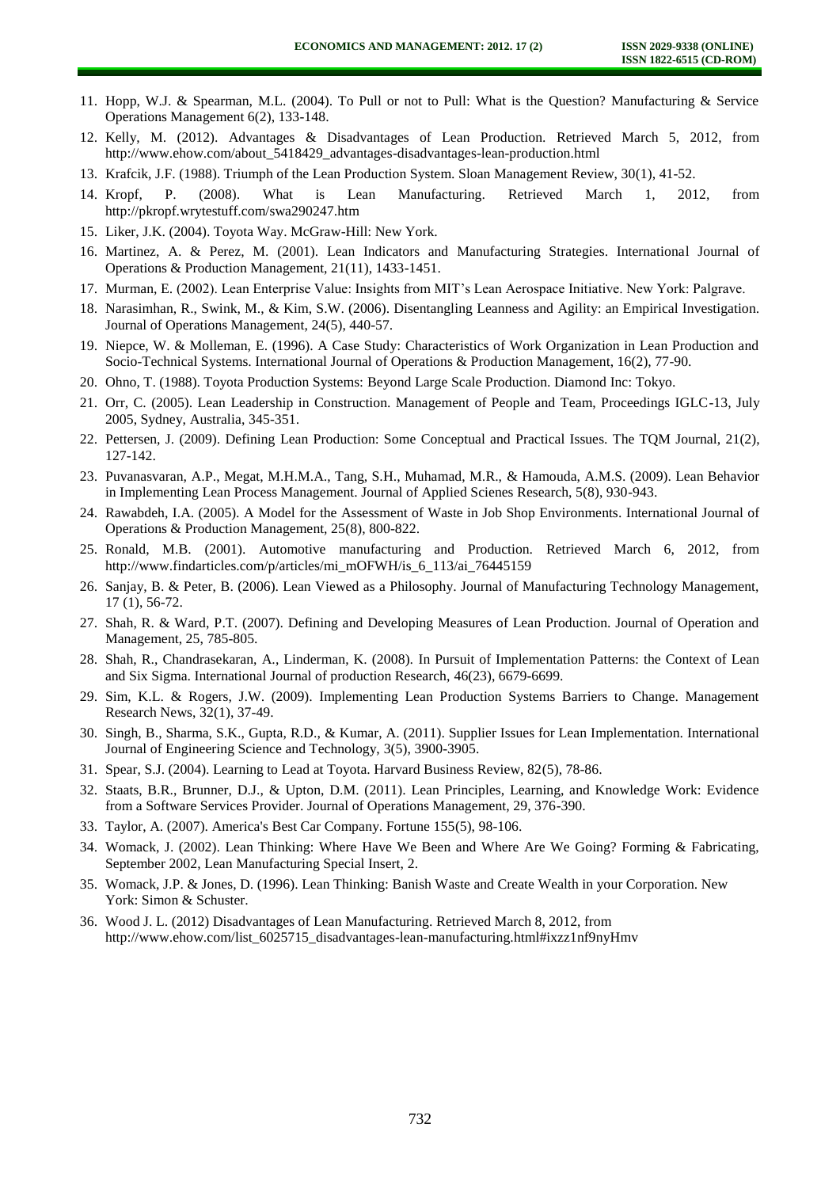11. Hopp, W.J. & Spearman, M.L. (2004). To Pull or not to Pull: What is the Question? Manufacturing & Service Operations Management 6(2), 133-148.
12. Kelly, M. (2012). Advantages & Disadvantages of Lean Production. Retrieved March 5, 2012, from http://www.ehow.com/about_5418429_advantages-disadvantages-lean-production.html
13. Krafcik, J.F. (1988). Triumph of the Lean Production System. Sloan Management Review, 30(1), 41-52.
14. Kropf, P. (2008). What is Lean Manufacturing. Retrieved March 1, 2012, from http://pkropf.wrytestuff.com/swa290247.htm
15. Liker, J.K. (2004). Toyota Way. McGraw-Hill: New York.
16. Martinez, A. & Perez, M. (2001). Lean Indicators and Manufacturing Strategies. International Journal of Operations & Production Management, 21(11), 1433-1451.
17. Murman, E. (2002). Lean Enterprise Value: Insights from MIT's Lean Aerospace Initiative. New York: Palgrave.
18. Narasimhan, R., Swink, M., & Kim, S.W. (2006). Disentangling Leanness and Agility: an Empirical Investigation. Journal of Operations Management, 24(5), 440-57.
19. Niepce, W. & Molleman, E. (1996). A Case Study: Characteristics of Work Organization in Lean Production and Socio-Technical Systems. International Journal of Operations & Production Management, 16(2), 77-90.
20. Ohno, T. (1988). Toyota Production Systems: Beyond Large Scale Production. Diamond Inc: Tokyo.
21. Orr, C. (2005). Lean Leadership in Construction. Management of People and Team, Proceedings IGLC-13, July 2005, Sydney, Australia, 345-351.
22. Pettersen, J. (2009). Defining Lean Production: Some Conceptual and Practical Issues. The TQM Journal, 21(2), 127-142.
23. Puvanasvaran, A.P., Megat, M.H.M.A., Tang, S.H., Muhamad, M.R., & Hamouda, A.M.S. (2009). Lean Behavior in Implementing Lean Process Management. Journal of Applied Scienes Research, 5(8), 930-943.
24. Rawabdeh, I.A. (2005). A Model for the Assessment of Waste in Job Shop Environments. International Journal of Operations & Production Management, 25(8), 800-822.
25. Ronald, M.B. (2001). Automotive manufacturing and Production. Retrieved March 6, 2012, from http://www.findarticles.com/p/articles/mi_mOFWH/is_6_113/ai_76445159
26. Sanjay, B. & Peter, B. (2006). Lean Viewed as a Philosophy. Journal of Manufacturing Technology Management, 17 (1), 56-72.
27. Shah, R. & Ward, P.T. (2007). Defining and Developing Measures of Lean Production. Journal of Operation and Management, 25, 785-805.
28. Shah, R., Chandrasekaran, A., Linderman, K. (2008). In Pursuit of Implementation Patterns: the Context of Lean and Six Sigma. International Journal of production Research, 46(23), 6679-6699.
29. Sim, K.L. & Rogers, J.W. (2009). Implementing Lean Production Systems Barriers to Change. Management Research News, 32(1), 37-49.
30. Singh, B., Sharma, S.K., Gupta, R.D., & Kumar, A. (2011). Supplier Issues for Lean Implementation. International Journal of Engineering Science and Technology, 3(5), 3900-3905.
31. Spear, S.J. (2004). Learning to Lead at Toyota. Harvard Business Review, 82(5), 78-86.
32. Staats, B.R., Brunner, D.J., & Upton, D.M. (2011). Lean Principles, Learning, and Knowledge Work: Evidence from a Software Services Provider. Journal of Operations Management, 29, 376-390.
33. Taylor, A. (2007). America's Best Car Company. Fortune 155(5), 98-106.
34. Womack, J. (2002). Lean Thinking: Where Have We Been and Where Are We Going? Forming & Fabricating, September 2002, Lean Manufacturing Special Insert, 2.
35. Womack, J.P. & Jones, D. (1996). Lean Thinking: Banish Waste and Create Wealth in your Corporation. New York: Simon & Schuster.
36. Wood J. L. (2012) Disadvantages of Lean Manufacturing. Retrieved March 8, 2012, from http://www.ehow.com/list_6025715_disadvantages-lean-manufacturing.html#ixzz1nf9nyHmv